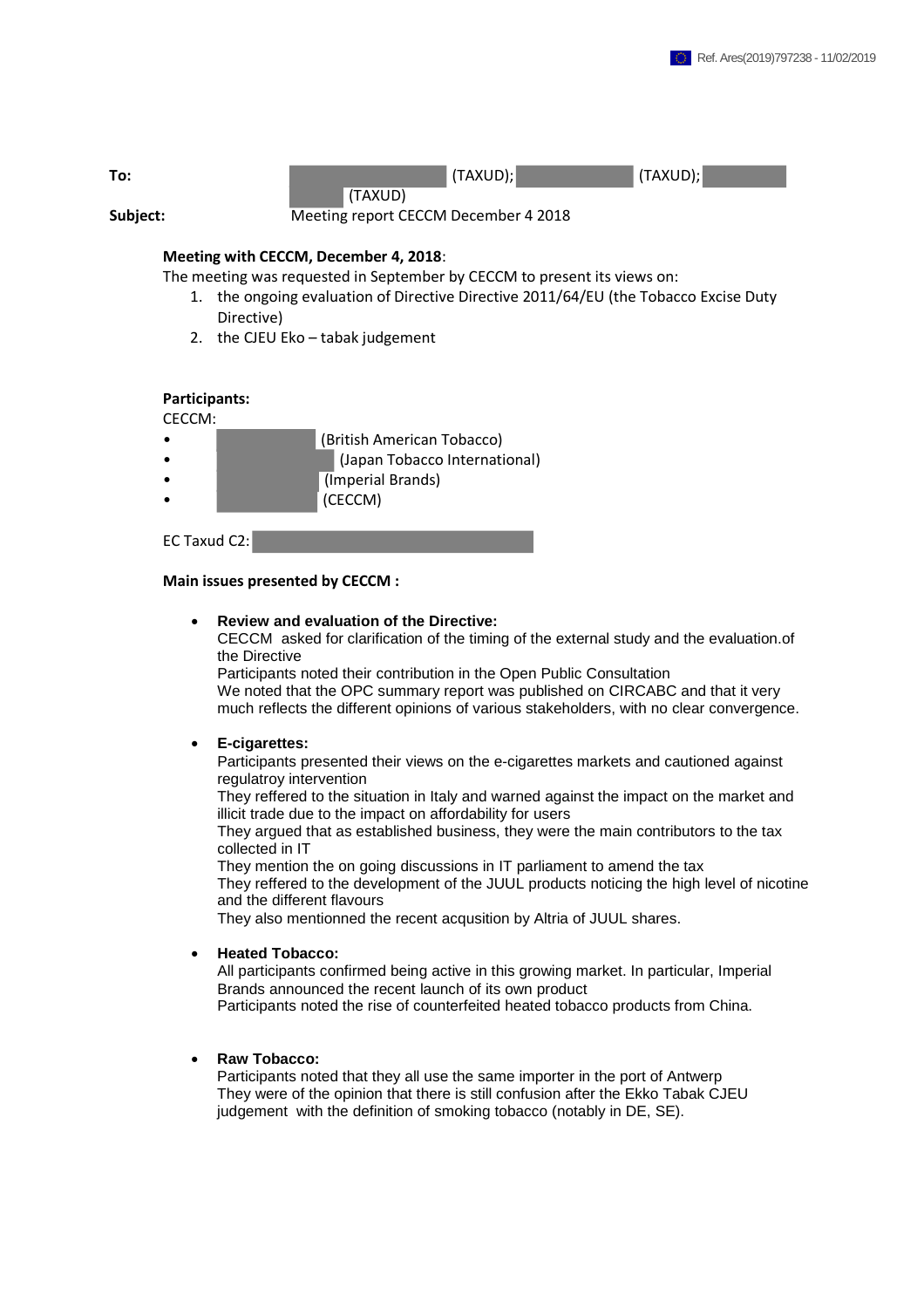Ref. Ares(2019)797238 - 11/02/2019

**To:** (TAXUD); (TAXUD); (TAXUD)

**Subject:** Meeting report CECCM December 4 2018

**Meeting with CECCM, December 4, 2018**:

The meeting was requested in September by CECCM to present its views on:

1. the ongoing evaluation of Directive Directive 2011/64/EU (the Tobacco Excise Duty Directive)
2. the CJEU Eko – tabak judgement

**Participants:**

CECCM:

- (British American Tobacco)
- (Japan Tobacco International)
- (Imperial Brands)
- (CECCM)

EC Taxud C2:

**Main issues presented by CECCM :**

- **Review and evaluation of the Directive:**
  CECCM asked for clarification of the timing of the external study and the evaluation.of the Directive
  Participants noted their contribution in the Open Public Consultation
  We noted that the OPC summary report was published on CIRCABC and that it very much reflects the different opinions of various stakeholders, with no clear convergence.

- **E-cigarettes:**
  Participants presented their views on the e-cigarettes markets and cautioned against regulatroy intervention
  They reffered to the situation in Italy and warned against the impact on the market and illicit trade due to the impact on affordability for users
  They argued that as established business, they were the main contributors to the tax collected in IT
  They mention the on going discussions in IT parliament to amend the tax
  They reffered to the development of the JUUL products noticing the high level of nicotine and the different flavours
  They also mentionned the recent acqusition by Altria of JUUL shares.

- **Heated Tobacco:**
  All participants confirmed being active in this growing market. In particular, Imperial Brands announced the recent launch of its own product
  Participants noted the rise of counterfeited heated tobacco products from China.

- **Raw Tobacco:**
  Participants noted that they all use the same importer in the port of Antwerp
  They were of the opinion that there is still confusion after the Ekko Tabak CJEU judgement with the definition of smoking tobacco (notably in DE, SE).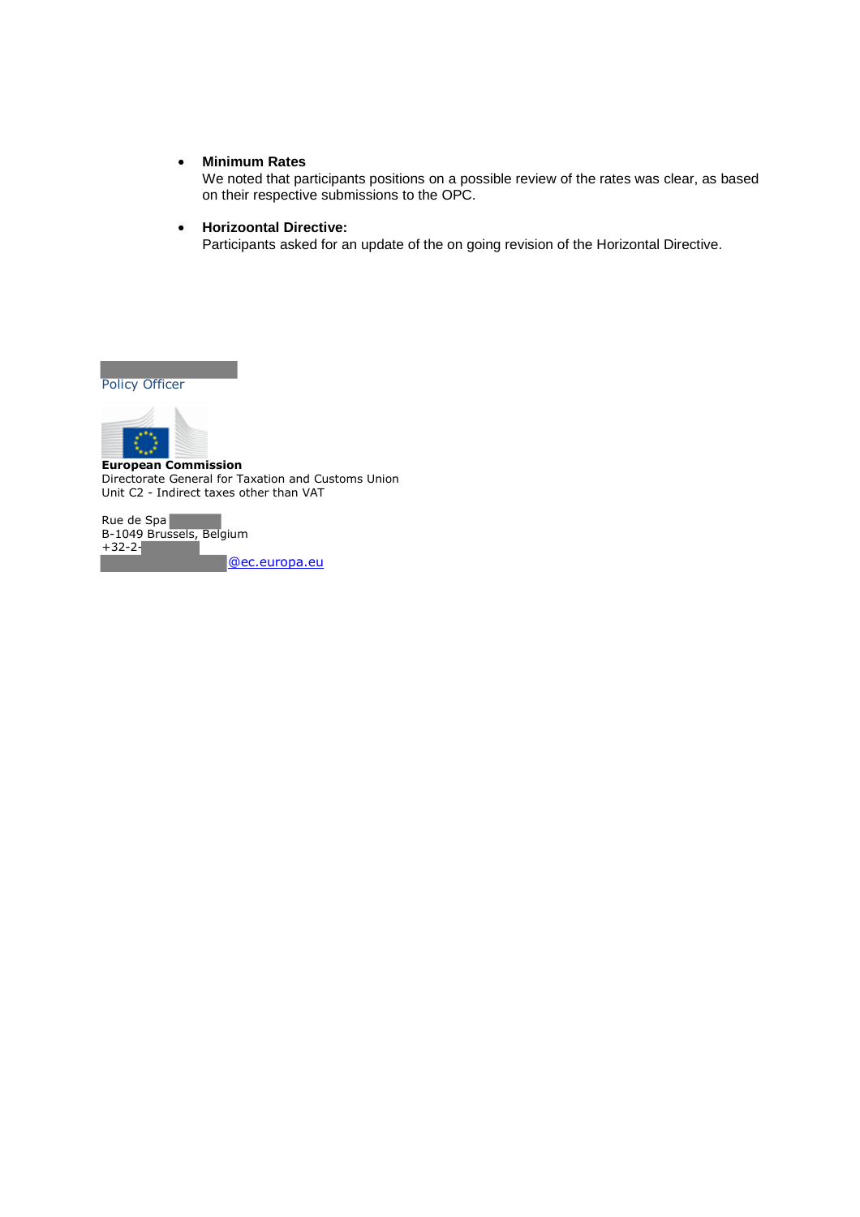- **Minimum Rates**
  We noted that participants positions on a possible review of the rates was clear, as based on their respective submissions to the OPC.

- **Horizoontal Directive:**
  Participants asked for an update of the on going revision of the Horizontal Directive.

Policy Officer

**European Commission**
Directorate General for Taxation and Customs Union
Unit C2 - Indirect taxes other than VAT

Rue de Spa
B-1049 Brussels, Belgium
+32-2-
@ec.europa.eu